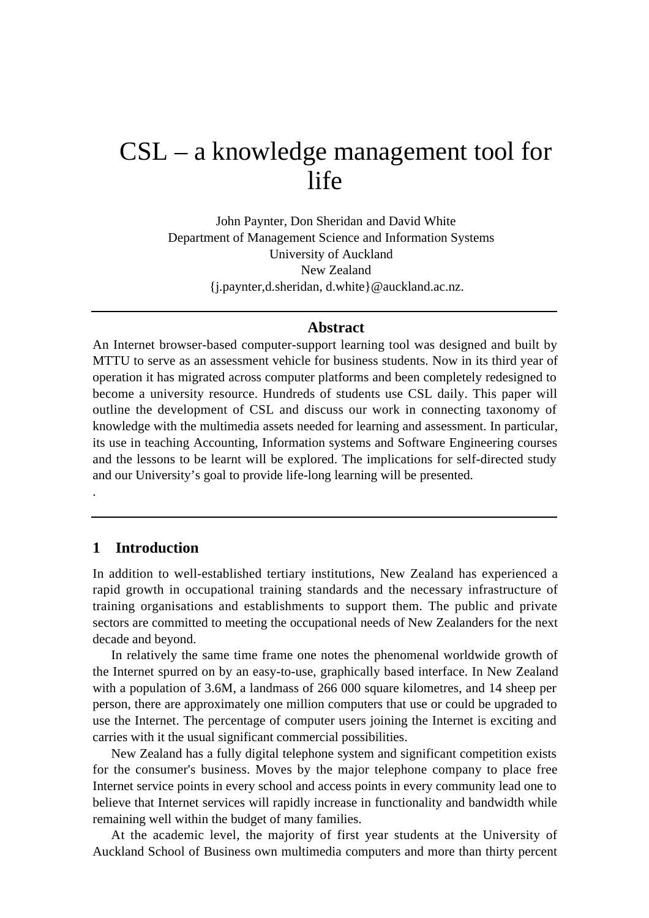# CSL – a knowledge management tool for life

John Paynter, Don Sheridan and David White
Department of Management Science and Information Systems
University of Auckland
New Zealand
{j.paynter,d.sheridan, d.white}@auckland.ac.nz.

## Abstract

An Internet browser-based computer-support learning tool was designed and built by MTTU to serve as an assessment vehicle for business students. Now in its third year of operation it has migrated across computer platforms and been completely redesigned to become a university resource. Hundreds of students use CSL daily. This paper will outline the development of CSL and discuss our work in connecting taxonomy of knowledge with the multimedia assets needed for learning and assessment. In particular, its use in teaching Accounting, Information systems and Software Engineering courses and the lessons to be learnt will be explored. The implications for self-directed study and our University's goal to provide life-long learning will be presented.

.

## 1 Introduction

In addition to well-established tertiary institutions, New Zealand has experienced a rapid growth in occupational training standards and the necessary infrastructure of training organisations and establishments to support them. The public and private sectors are committed to meeting the occupational needs of New Zealanders for the next decade and beyond.

In relatively the same time frame one notes the phenomenal worldwide growth of the Internet spurred on by an easy-to-use, graphically based interface. In New Zealand with a population of 3.6M, a landmass of 266 000 square kilometres, and 14 sheep per person, there are approximately one million computers that use or could be upgraded to use the Internet. The percentage of computer users joining the Internet is exciting and carries with it the usual significant commercial possibilities.

New Zealand has a fully digital telephone system and significant competition exists for the consumer's business. Moves by the major telephone company to place free Internet service points in every school and access points in every community lead one to believe that Internet services will rapidly increase in functionality and bandwidth while remaining well within the budget of many families.

At the academic level, the majority of first year students at the University of Auckland School of Business own multimedia computers and more than thirty percent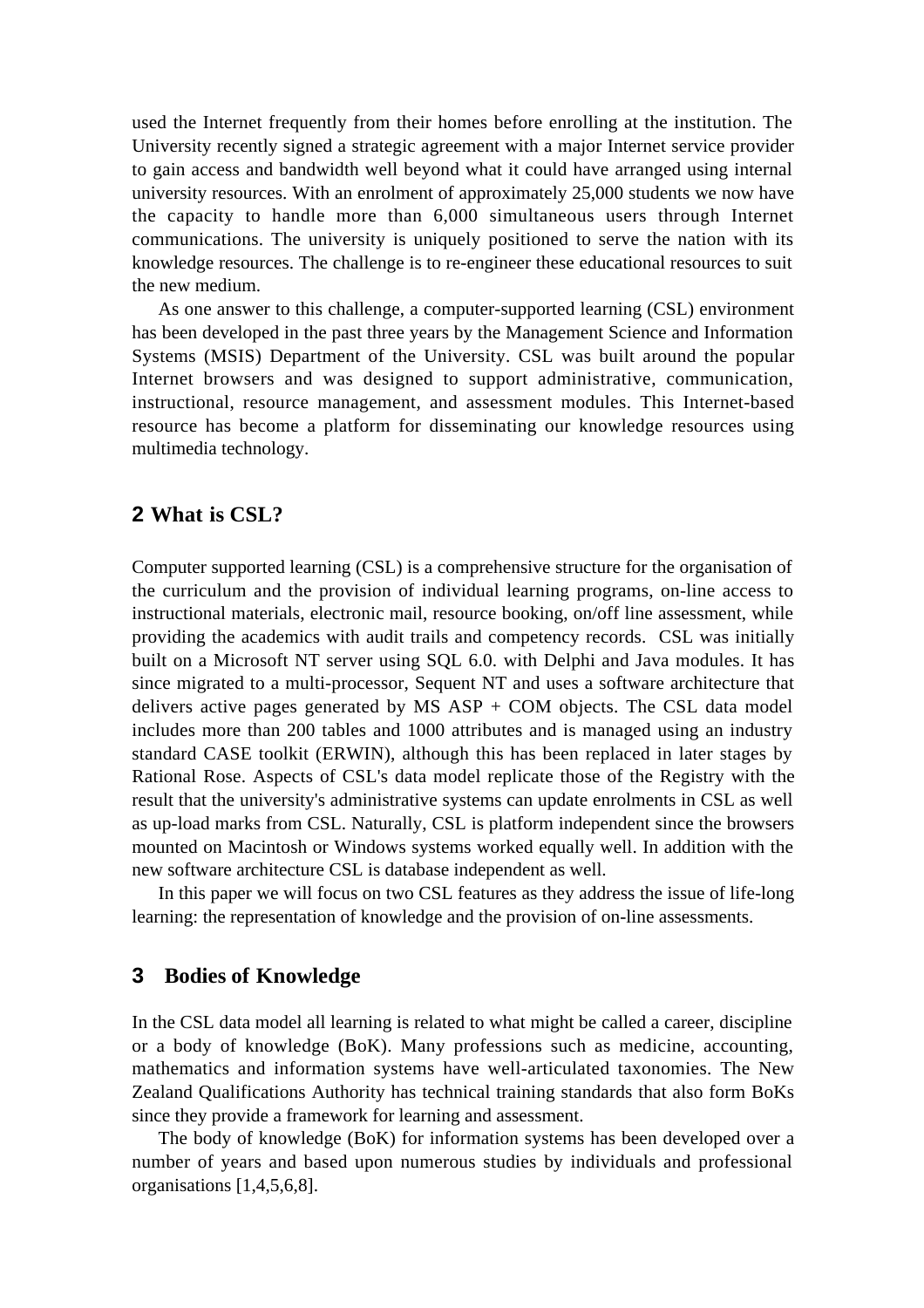used the Internet frequently from their homes before enrolling at the institution. The University recently signed a strategic agreement with a major Internet service provider to gain access and bandwidth well beyond what it could have arranged using internal university resources. With an enrolment of approximately 25,000 students we now have the capacity to handle more than 6,000 simultaneous users through Internet communications. The university is uniquely positioned to serve the nation with its knowledge resources. The challenge is to re-engineer these educational resources to suit the new medium.

As one answer to this challenge, a computer-supported learning (CSL) environment has been developed in the past three years by the Management Science and Information Systems (MSIS) Department of the University. CSL was built around the popular Internet browsers and was designed to support administrative, communication, instructional, resource management, and assessment modules. This Internet-based resource has become a platform for disseminating our knowledge resources using multimedia technology.

## 2 What is CSL?

Computer supported learning (CSL) is a comprehensive structure for the organisation of the curriculum and the provision of individual learning programs, on-line access to instructional materials, electronic mail, resource booking, on/off line assessment, while providing the academics with audit trails and competency records. CSL was initially built on a Microsoft NT server using SQL 6.0. with Delphi and Java modules. It has since migrated to a multi-processor, Sequent NT and uses a software architecture that delivers active pages generated by MS ASP + COM objects. The CSL data model includes more than 200 tables and 1000 attributes and is managed using an industry standard CASE toolkit (ERWIN), although this has been replaced in later stages by Rational Rose. Aspects of CSL's data model replicate those of the Registry with the result that the university's administrative systems can update enrolments in CSL as well as up-load marks from CSL. Naturally, CSL is platform independent since the browsers mounted on Macintosh or Windows systems worked equally well. In addition with the new software architecture CSL is database independent as well.

In this paper we will focus on two CSL features as they address the issue of life-long learning: the representation of knowledge and the provision of on-line assessments.

## 3 Bodies of Knowledge

In the CSL data model all learning is related to what might be called a career, discipline or a body of knowledge (BoK). Many professions such as medicine, accounting, mathematics and information systems have well-articulated taxonomies. The New Zealand Qualifications Authority has technical training standards that also form BoKs since they provide a framework for learning and assessment.

The body of knowledge (BoK) for information systems has been developed over a number of years and based upon numerous studies by individuals and professional organisations [1,4,5,6,8].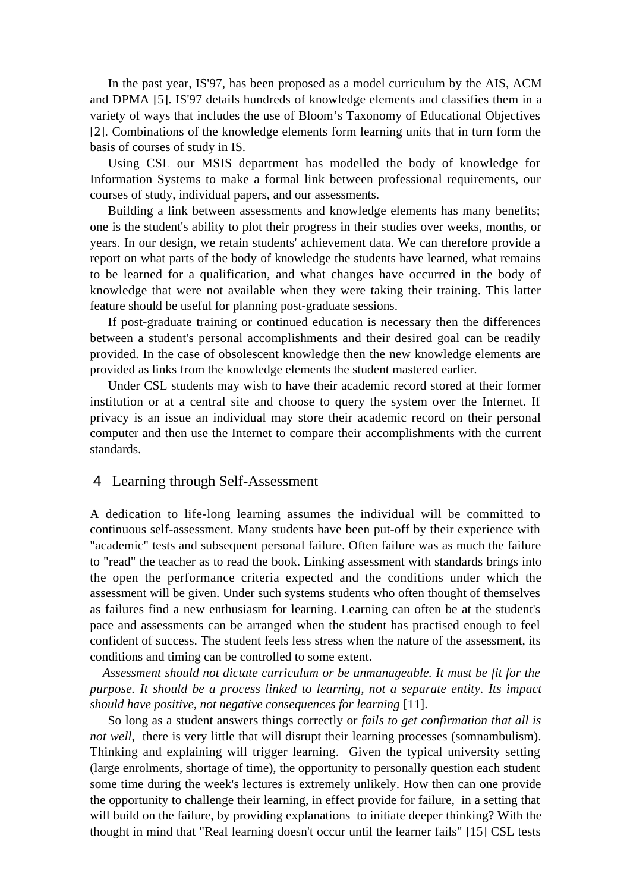In the past year, IS'97, has been proposed as a model curriculum by the AIS, ACM and DPMA [5]. IS'97 details hundreds of knowledge elements and classifies them in a variety of ways that includes the use of Bloom's Taxonomy of Educational Objectives [2]. Combinations of the knowledge elements form learning units that in turn form the basis of courses of study in IS.

Using CSL our MSIS department has modelled the body of knowledge for Information Systems to make a formal link between professional requirements, our courses of study, individual papers, and our assessments.

Building a link between assessments and knowledge elements has many benefits; one is the student's ability to plot their progress in their studies over weeks, months, or years. In our design, we retain students' achievement data. We can therefore provide a report on what parts of the body of knowledge the students have learned, what remains to be learned for a qualification, and what changes have occurred in the body of knowledge that were not available when they were taking their training. This latter feature should be useful for planning post-graduate sessions.

If post-graduate training or continued education is necessary then the differences between a student's personal accomplishments and their desired goal can be readily provided. In the case of obsolescent knowledge then the new knowledge elements are provided as links from the knowledge elements the student mastered earlier.

Under CSL students may wish to have their academic record stored at their former institution or at a central site and choose to query the system over the Internet. If privacy is an issue an individual may store their academic record on their personal computer and then use the Internet to compare their accomplishments with the current standards.

## 4 Learning through Self-Assessment

A dedication to life-long learning assumes the individual will be committed to continuous self-assessment. Many students have been put-off by their experience with "academic" tests and subsequent personal failure. Often failure was as much the failure to "read" the teacher as to read the book. Linking assessment with standards brings into the open the performance criteria expected and the conditions under which the assessment will be given. Under such systems students who often thought of themselves as failures find a new enthusiasm for learning. Learning can often be at the student's pace and assessments can be arranged when the student has practised enough to feel confident of success. The student feels less stress when the nature of the assessment, its conditions and timing can be controlled to some extent.

*Assessment should not dictate curriculum or be unmanageable. It must be fit for the purpose. It should be a process linked to learning, not a separate entity. Its impact should have positive, not negative consequences for learning* [11].

So long as a student answers things correctly or *fails to get confirmation that all is not well*, there is very little that will disrupt their learning processes (somnambulism). Thinking and explaining will trigger learning. Given the typical university setting (large enrolments, shortage of time), the opportunity to personally question each student some time during the week's lectures is extremely unlikely. How then can one provide the opportunity to challenge their learning, in effect provide for failure, in a setting that will build on the failure, by providing explanations to initiate deeper thinking? With the thought in mind that "Real learning doesn't occur until the learner fails" [15] CSL tests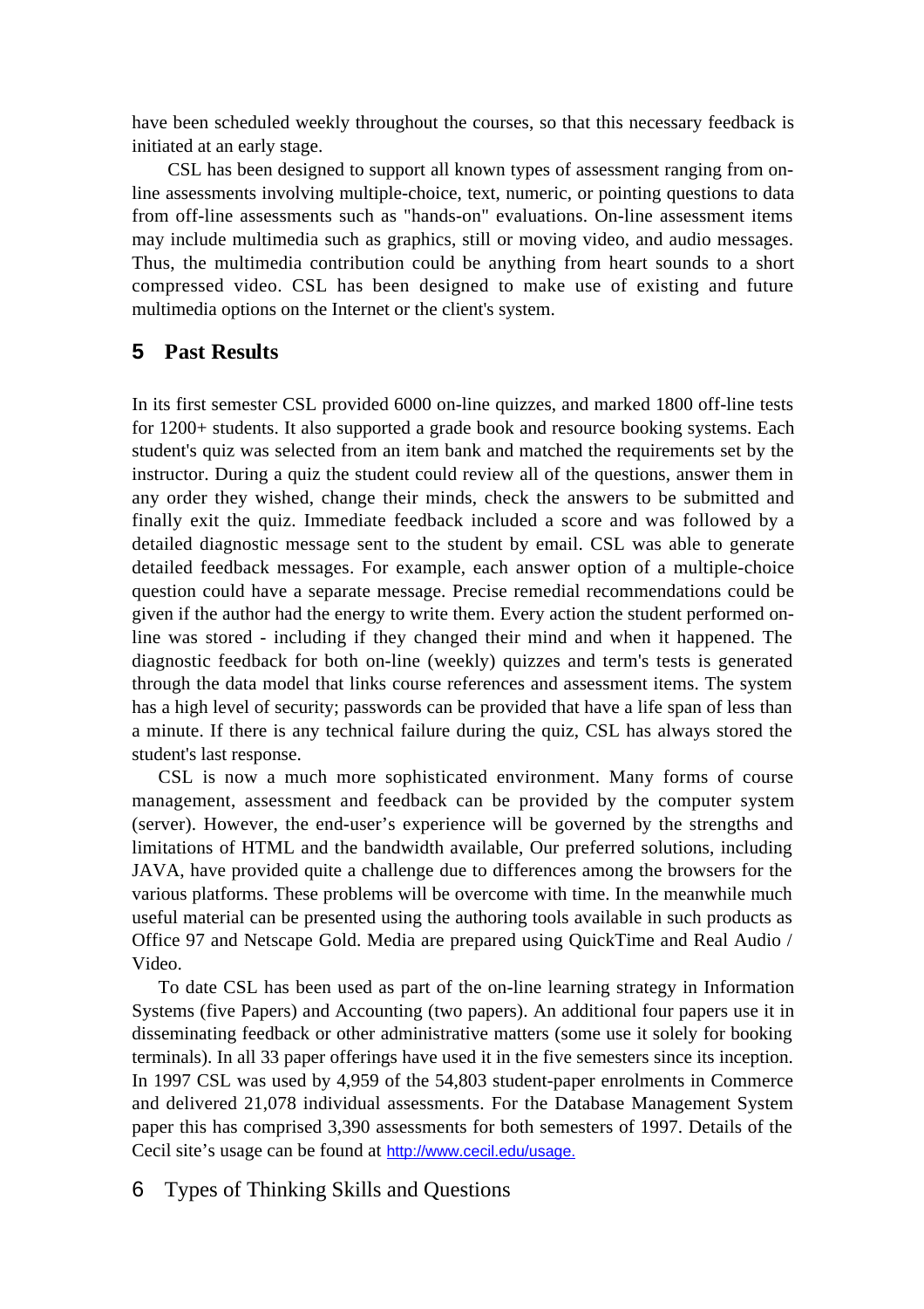have been scheduled weekly throughout the courses, so that this necessary feedback is initiated at an early stage.

CSL has been designed to support all known types of assessment ranging from on-line assessments involving multiple-choice, text, numeric, or pointing questions to data from off-line assessments such as "hands-on" evaluations. On-line assessment items may include multimedia such as graphics, still or moving video, and audio messages. Thus, the multimedia contribution could be anything from heart sounds to a short compressed video. CSL has been designed to make use of existing and future multimedia options on the Internet or the client's system.

## 5 Past Results

In its first semester CSL provided 6000 on-line quizzes, and marked 1800 off-line tests for 1200+ students. It also supported a grade book and resource booking systems. Each student's quiz was selected from an item bank and matched the requirements set by the instructor. During a quiz the student could review all of the questions, answer them in any order they wished, change their minds, check the answers to be submitted and finally exit the quiz. Immediate feedback included a score and was followed by a detailed diagnostic message sent to the student by email. CSL was able to generate detailed feedback messages. For example, each answer option of a multiple-choice question could have a separate message. Precise remedial recommendations could be given if the author had the energy to write them. Every action the student performed on-line was stored - including if they changed their mind and when it happened. The diagnostic feedback for both on-line (weekly) quizzes and term's tests is generated through the data model that links course references and assessment items. The system has a high level of security; passwords can be provided that have a life span of less than a minute. If there is any technical failure during the quiz, CSL has always stored the student's last response.

CSL is now a much more sophisticated environment. Many forms of course management, assessment and feedback can be provided by the computer system (server). However, the end-user's experience will be governed by the strengths and limitations of HTML and the bandwidth available, Our preferred solutions, including JAVA, have provided quite a challenge due to differences among the browsers for the various platforms. These problems will be overcome with time. In the meanwhile much useful material can be presented using the authoring tools available in such products as Office 97 and Netscape Gold. Media are prepared using QuickTime and Real Audio / Video.

To date CSL has been used as part of the on-line learning strategy in Information Systems (five Papers) and Accounting (two papers). An additional four papers use it in disseminating feedback or other administrative matters (some use it solely for booking terminals). In all 33 paper offerings have used it in the five semesters since its inception. In 1997 CSL was used by 4,959 of the 54,803 student-paper enrolments in Commerce and delivered 21,078 individual assessments. For the Database Management System paper this has comprised 3,390 assessments for both semesters of 1997. Details of the Cecil site's usage can be found at http://www.cecil.edu/usage.

## 6 Types of Thinking Skills and Questions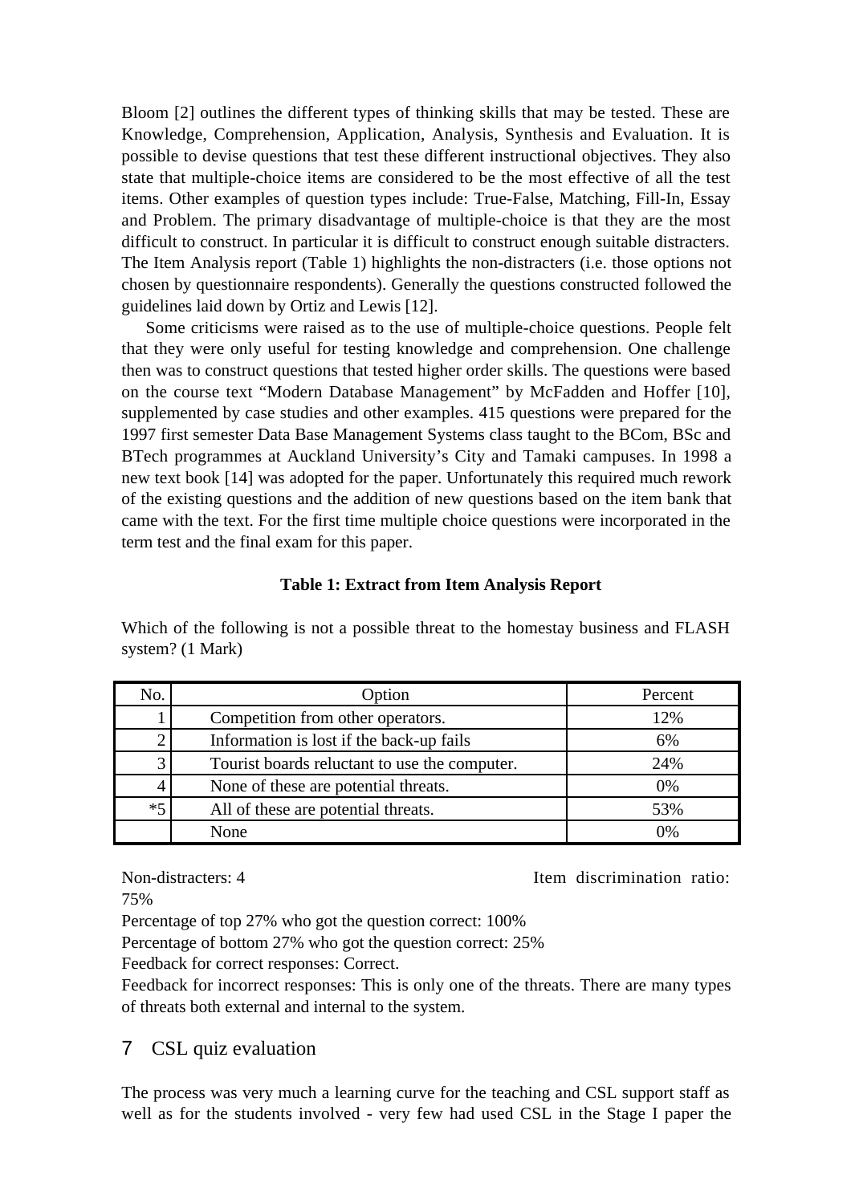Bloom [2] outlines the different types of thinking skills that may be tested. These are Knowledge, Comprehension, Application, Analysis, Synthesis and Evaluation. It is possible to devise questions that test these different instructional objectives. They also state that multiple-choice items are considered to be the most effective of all the test items. Other examples of question types include: True-False, Matching, Fill-In, Essay and Problem. The primary disadvantage of multiple-choice is that they are the most difficult to construct. In particular it is difficult to construct enough suitable distracters. The Item Analysis report (Table 1) highlights the non-distracters (i.e. those options not chosen by questionnaire respondents). Generally the questions constructed followed the guidelines laid down by Ortiz and Lewis [12].

Some criticisms were raised as to the use of multiple-choice questions. People felt that they were only useful for testing knowledge and comprehension. One challenge then was to construct questions that tested higher order skills. The questions were based on the course text "Modern Database Management" by McFadden and Hoffer [10], supplemented by case studies and other examples. 415 questions were prepared for the 1997 first semester Data Base Management Systems class taught to the BCom, BSc and BTech programmes at Auckland University's City and Tamaki campuses. In 1998 a new text book [14] was adopted for the paper. Unfortunately this required much rework of the existing questions and the addition of new questions based on the item bank that came with the text. For the first time multiple choice questions were incorporated in the term test and the final exam for this paper.

**Table 1: Extract from Item Analysis Report**

Which of the following is not a possible threat to the homestay business and FLASH system? (1 Mark)

| No. | Option | Percent |
|---|---|---|
| 1 | Competition from other operators. | 12% |
| 2 | Information is lost if the back-up fails | 6% |
| 3 | Tourist boards reluctant to use the computer. | 24% |
| 4 | None of these are potential threats. | 0% |
| *5 | All of these are potential threats. | 53% |
| | None | 0% |

Non-distracters: 4 Item discrimination ratio: 75%

Percentage of top 27% who got the question correct: 100%

Percentage of bottom 27% who got the question correct: 25%

Feedback for correct responses: Correct.

Feedback for incorrect responses: This is only one of the threats. There are many types of threats both external and internal to the system.

## 7 CSL quiz evaluation

The process was very much a learning curve for the teaching and CSL support staff as well as for the students involved - very few had used CSL in the Stage I paper the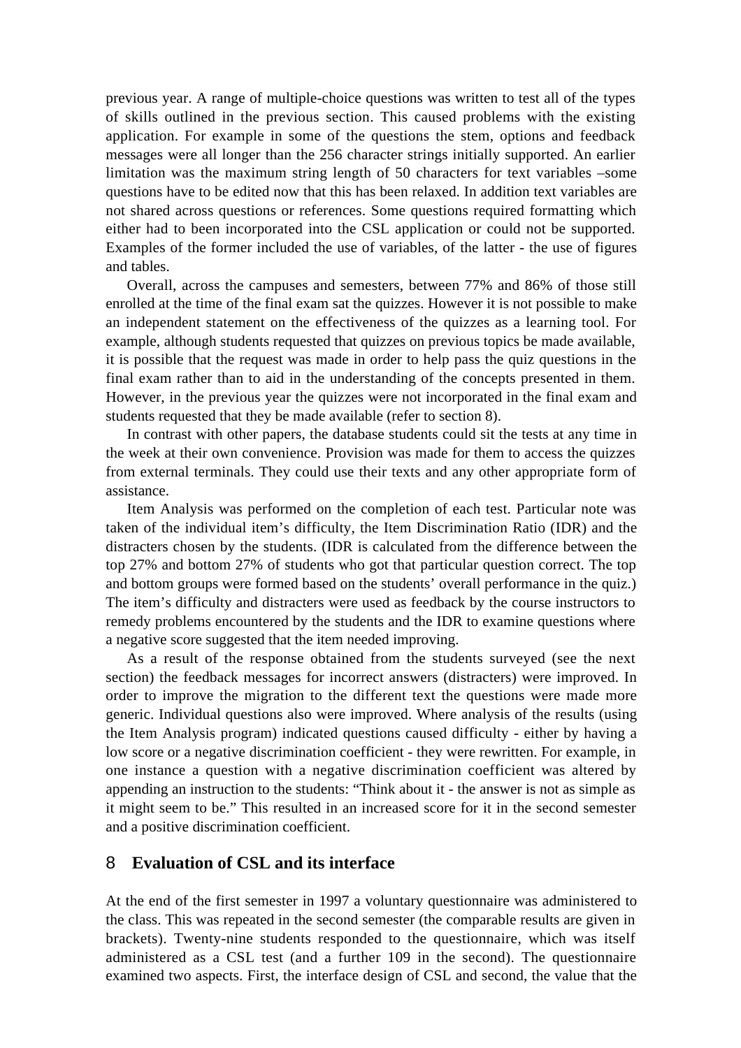previous year. A range of multiple-choice questions was written to test all of the types of skills outlined in the previous section. This caused problems with the existing application. For example in some of the questions the stem, options and feedback messages were all longer than the 256 character strings initially supported. An earlier limitation was the maximum string length of 50 characters for text variables –some questions have to be edited now that this has been relaxed. In addition text variables are not shared across questions or references. Some questions required formatting which either had to been incorporated into the CSL application or could not be supported. Examples of the former included the use of variables, of the latter - the use of figures and tables.

Overall, across the campuses and semesters, between 77% and 86% of those still enrolled at the time of the final exam sat the quizzes. However it is not possible to make an independent statement on the effectiveness of the quizzes as a learning tool. For example, although students requested that quizzes on previous topics be made available, it is possible that the request was made in order to help pass the quiz questions in the final exam rather than to aid in the understanding of the concepts presented in them. However, in the previous year the quizzes were not incorporated in the final exam and students requested that they be made available (refer to section 8).

In contrast with other papers, the database students could sit the tests at any time in the week at their own convenience. Provision was made for them to access the quizzes from external terminals. They could use their texts and any other appropriate form of assistance.

Item Analysis was performed on the completion of each test. Particular note was taken of the individual item's difficulty, the Item Discrimination Ratio (IDR) and the distracters chosen by the students. (IDR is calculated from the difference between the top 27% and bottom 27% of students who got that particular question correct. The top and bottom groups were formed based on the students' overall performance in the quiz.) The item's difficulty and distracters were used as feedback by the course instructors to remedy problems encountered by the students and the IDR to examine questions where a negative score suggested that the item needed improving.

As a result of the response obtained from the students surveyed (see the next section) the feedback messages for incorrect answers (distracters) were improved. In order to improve the migration to the different text the questions were made more generic. Individual questions also were improved. Where analysis of the results (using the Item Analysis program) indicated questions caused difficulty - either by having a low score or a negative discrimination coefficient - they were rewritten. For example, in one instance a question with a negative discrimination coefficient was altered by appending an instruction to the students: "Think about it - the answer is not as simple as it might seem to be." This resulted in an increased score for it in the second semester and a positive discrimination coefficient.

## 8 Evaluation of CSL and its interface

At the end of the first semester in 1997 a voluntary questionnaire was administered to the class. This was repeated in the second semester (the comparable results are given in brackets). Twenty-nine students responded to the questionnaire, which was itself administered as a CSL test (and a further 109 in the second). The questionnaire examined two aspects. First, the interface design of CSL and second, the value that the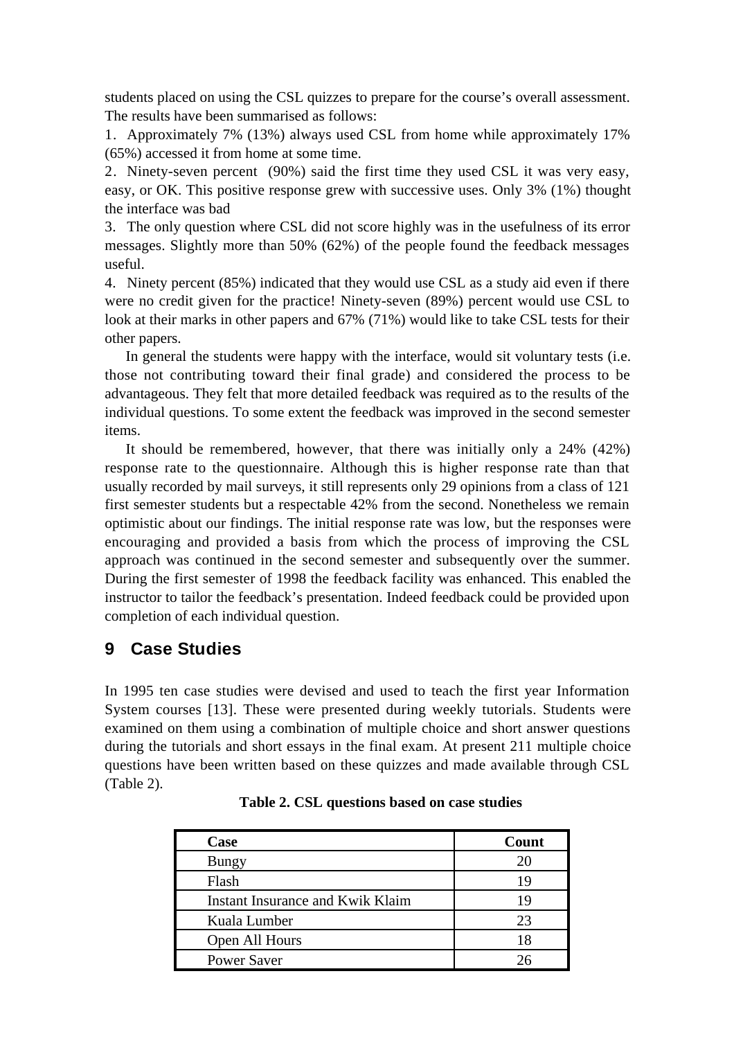students placed on using the CSL quizzes to prepare for the course's overall assessment. The results have been summarised as follows:

1. Approximately 7% (13%) always used CSL from home while approximately 17% (65%) accessed it from home at some time.
2. Ninety-seven percent (90%) said the first time they used CSL it was very easy, easy, or OK. This positive response grew with successive uses. Only 3% (1%) thought the interface was bad
3. The only question where CSL did not score highly was in the usefulness of its error messages. Slightly more than 50% (62%) of the people found the feedback messages useful.
4. Ninety percent (85%) indicated that they would use CSL as a study aid even if there were no credit given for the practice! Ninety-seven (89%) percent would use CSL to look at their marks in other papers and 67% (71%) would like to take CSL tests for their other papers.

In general the students were happy with the interface, would sit voluntary tests (i.e. those not contributing toward their final grade) and considered the process to be advantageous. They felt that more detailed feedback was required as to the results of the individual questions. To some extent the feedback was improved in the second semester items.

It should be remembered, however, that there was initially only a 24% (42%) response rate to the questionnaire. Although this is higher response rate than that usually recorded by mail surveys, it still represents only 29 opinions from a class of 121 first semester students but a respectable 42% from the second. Nonetheless we remain optimistic about our findings. The initial response rate was low, but the responses were encouraging and provided a basis from which the process of improving the CSL approach was continued in the second semester and subsequently over the summer. During the first semester of 1998 the feedback facility was enhanced. This enabled the instructor to tailor the feedback's presentation. Indeed feedback could be provided upon completion of each individual question.

## 9 Case Studies

In 1995 ten case studies were devised and used to teach the first year Information System courses [13]. These were presented during weekly tutorials. Students were examined on them using a combination of multiple choice and short answer questions during the tutorials and short essays in the final exam. At present 211 multiple choice questions have been written based on these quizzes and made available through CSL (Table 2).

**Table 2. CSL questions based on case studies**

| Case | Count |
|---|---|
| Bungy | 20 |
| Flash | 19 |
| Instant Insurance and Kwik Klaim | 19 |
| Kuala Lumber | 23 |
| Open All Hours | 18 |
| Power Saver | 26 |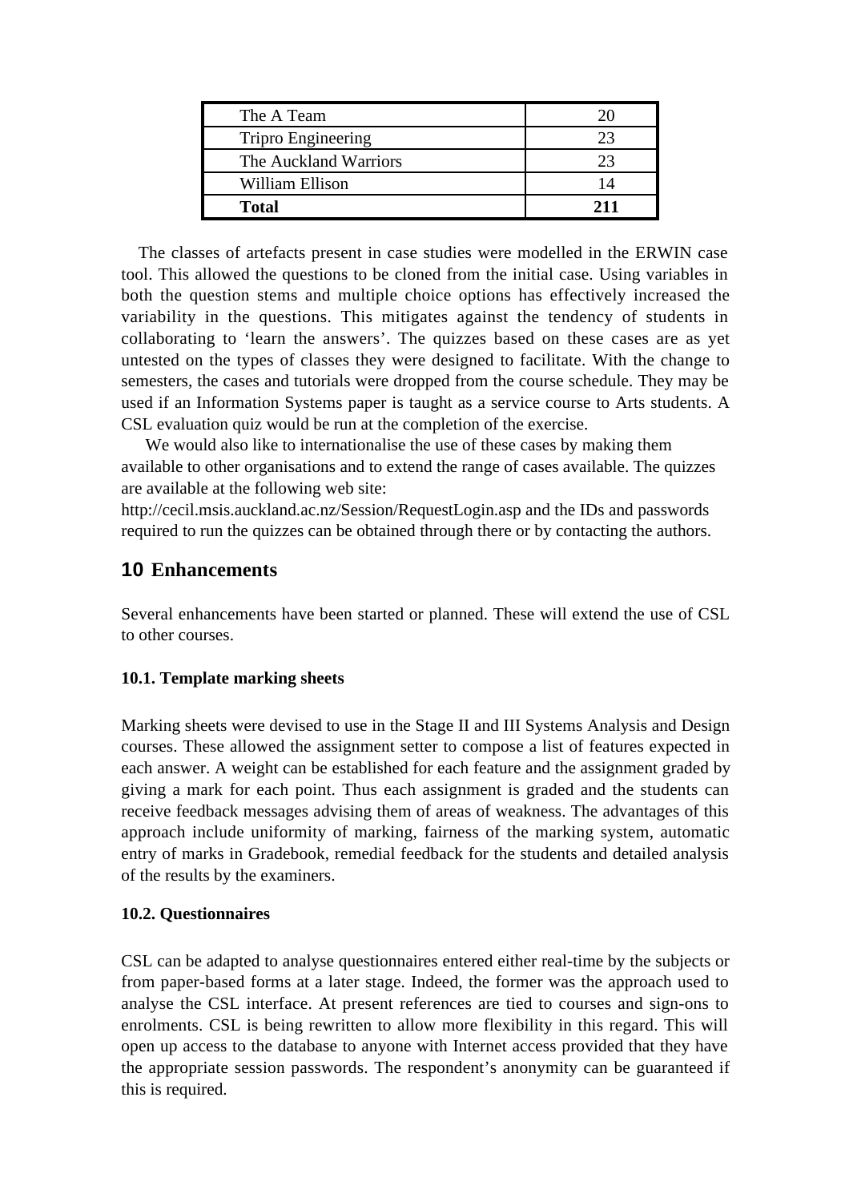| The A Team | 20 |
|---|---|
| Tripro Engineering | 23 |
| The Auckland Warriors | 23 |
| William Ellison | 14 |
| **Total** | **211** |

The classes of artefacts present in case studies were modelled in the ERWIN case tool. This allowed the questions to be cloned from the initial case. Using variables in both the question stems and multiple choice options has effectively increased the variability in the questions. This mitigates against the tendency of students in collaborating to 'learn the answers'. The quizzes based on these cases are as yet untested on the types of classes they were designed to facilitate. With the change to semesters, the cases and tutorials were dropped from the course schedule. They may be used if an Information Systems paper is taught as a service course to Arts students. A CSL evaluation quiz would be run at the completion of the exercise.

We would also like to internationalise the use of these cases by making them available to other organisations and to extend the range of cases available. The quizzes are available at the following web site: http://cecil.msis.auckland.ac.nz/Session/RequestLogin.asp and the IDs and passwords required to run the quizzes can be obtained through there or by contacting the authors.

## 10 Enhancements

Several enhancements have been started or planned. These will extend the use of CSL to other courses.

### 10.1. Template marking sheets

Marking sheets were devised to use in the Stage II and III Systems Analysis and Design courses. These allowed the assignment setter to compose a list of features expected in each answer. A weight can be established for each feature and the assignment graded by giving a mark for each point. Thus each assignment is graded and the students can receive feedback messages advising them of areas of weakness. The advantages of this approach include uniformity of marking, fairness of the marking system, automatic entry of marks in Gradebook, remedial feedback for the students and detailed analysis of the results by the examiners.

### 10.2. Questionnaires

CSL can be adapted to analyse questionnaires entered either real-time by the subjects or from paper-based forms at a later stage. Indeed, the former was the approach used to analyse the CSL interface. At present references are tied to courses and sign-ons to enrolments. CSL is being rewritten to allow more flexibility in this regard. This will open up access to the database to anyone with Internet access provided that they have the appropriate session passwords. The respondent's anonymity can be guaranteed if this is required.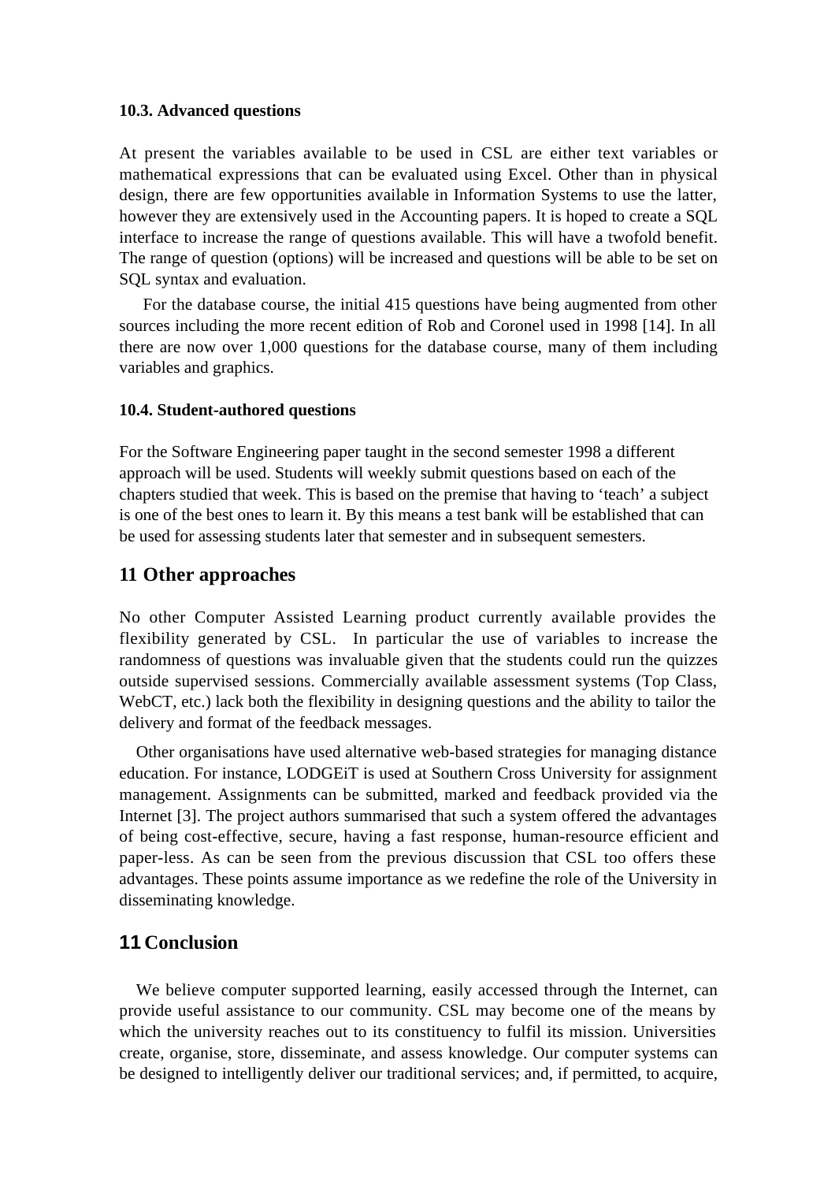### 10.3. Advanced questions

At present the variables available to be used in CSL are either text variables or mathematical expressions that can be evaluated using Excel. Other than in physical design, there are few opportunities available in Information Systems to use the latter, however they are extensively used in the Accounting papers. It is hoped to create a SQL interface to increase the range of questions available. This will have a twofold benefit. The range of question (options) will be increased and questions will be able to be set on SQL syntax and evaluation.

For the database course, the initial 415 questions have being augmented from other sources including the more recent edition of Rob and Coronel used in 1998 [14]. In all there are now over 1,000 questions for the database course, many of them including variables and graphics.

### 10.4. Student-authored questions

For the Software Engineering paper taught in the second semester 1998 a different approach will be used. Students will weekly submit questions based on each of the chapters studied that week. This is based on the premise that having to 'teach' a subject is one of the best ones to learn it. By this means a test bank will be established that can be used for assessing students later that semester and in subsequent semesters.

## 11 Other approaches

No other Computer Assisted Learning product currently available provides the flexibility generated by CSL. In particular the use of variables to increase the randomness of questions was invaluable given that the students could run the quizzes outside supervised sessions. Commercially available assessment systems (Top Class, WebCT, etc.) lack both the flexibility in designing questions and the ability to tailor the delivery and format of the feedback messages.

Other organisations have used alternative web-based strategies for managing distance education. For instance, LODGEiT is used at Southern Cross University for assignment management. Assignments can be submitted, marked and feedback provided via the Internet [3]. The project authors summarised that such a system offered the advantages of being cost-effective, secure, having a fast response, human-resource efficient and paper-less. As can be seen from the previous discussion that CSL too offers these advantages. These points assume importance as we redefine the role of the University in disseminating knowledge.

## 11 Conclusion

We believe computer supported learning, easily accessed through the Internet, can provide useful assistance to our community. CSL may become one of the means by which the university reaches out to its constituency to fulfil its mission. Universities create, organise, store, disseminate, and assess knowledge. Our computer systems can be designed to intelligently deliver our traditional services; and, if permitted, to acquire,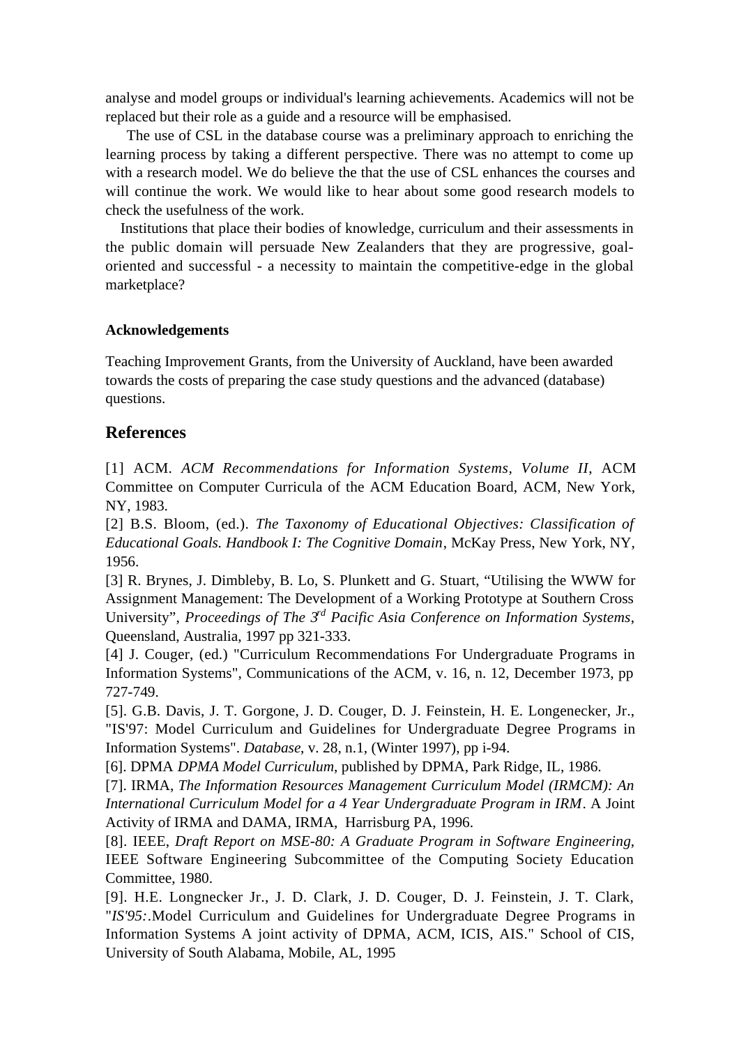analyse and model groups or individual's learning achievements. Academics will not be replaced but their role as a guide and a resource will be emphasised.

The use of CSL in the database course was a preliminary approach to enriching the learning process by taking a different perspective. There was no attempt to come up with a research model. We do believe the that the use of CSL enhances the courses and will continue the work. We would like to hear about some good research models to check the usefulness of the work.

Institutions that place their bodies of knowledge, curriculum and their assessments in the public domain will persuade New Zealanders that they are progressive, goal-oriented and successful - a necessity to maintain the competitive-edge in the global marketplace?

**Acknowledgements**

Teaching Improvement Grants, from the University of Auckland, have been awarded towards the costs of preparing the case study questions and the advanced (database) questions.

## References

[1] ACM. *ACM Recommendations for Information Systems, Volume II*, ACM Committee on Computer Curricula of the ACM Education Board, ACM, New York, NY, 1983.

[2] B.S. Bloom, (ed.). *The Taxonomy of Educational Objectives: Classification of Educational Goals. Handbook I: The Cognitive Domain*, McKay Press, New York, NY, 1956.

[3] R. Brynes, J. Dimbleby, B. Lo, S. Plunkett and G. Stuart, "Utilising the WWW for Assignment Management: The Development of a Working Prototype at Southern Cross University", *Proceedings of The 3rd Pacific Asia Conference on Information Systems*, Queensland, Australia, 1997 pp 321-333.

[4] J. Couger, (ed.) "Curriculum Recommendations For Undergraduate Programs in Information Systems", Communications of the ACM, v. 16, n. 12, December 1973, pp 727-749.

[5]. G.B. Davis, J. T. Gorgone, J. D. Couger, D. J. Feinstein, H. E. Longenecker, Jr., "IS'97: Model Curriculum and Guidelines for Undergraduate Degree Programs in Information Systems". *Database*, v. 28, n.1, (Winter 1997), pp i-94.

[6]. DPMA *DPMA Model Curriculum*, published by DPMA, Park Ridge, IL, 1986.

[7]. IRMA, *The Information Resources Management Curriculum Model (IRMCM): An International Curriculum Model for a 4 Year Undergraduate Program in IRM*. A Joint Activity of IRMA and DAMA, IRMA, Harrisburg PA, 1996.

[8]. IEEE, *Draft Report on MSE-80: A Graduate Program in Software Engineering*, IEEE Software Engineering Subcommittee of the Computing Society Education Committee, 1980.

[9]. H.E. Longnecker Jr., J. D. Clark, J. D. Couger, D. J. Feinstein, J. T. Clark, "*IS'95:*.Model Curriculum and Guidelines for Undergraduate Degree Programs in Information Systems A joint activity of DPMA, ACM, ICIS, AIS." School of CIS, University of South Alabama, Mobile, AL, 1995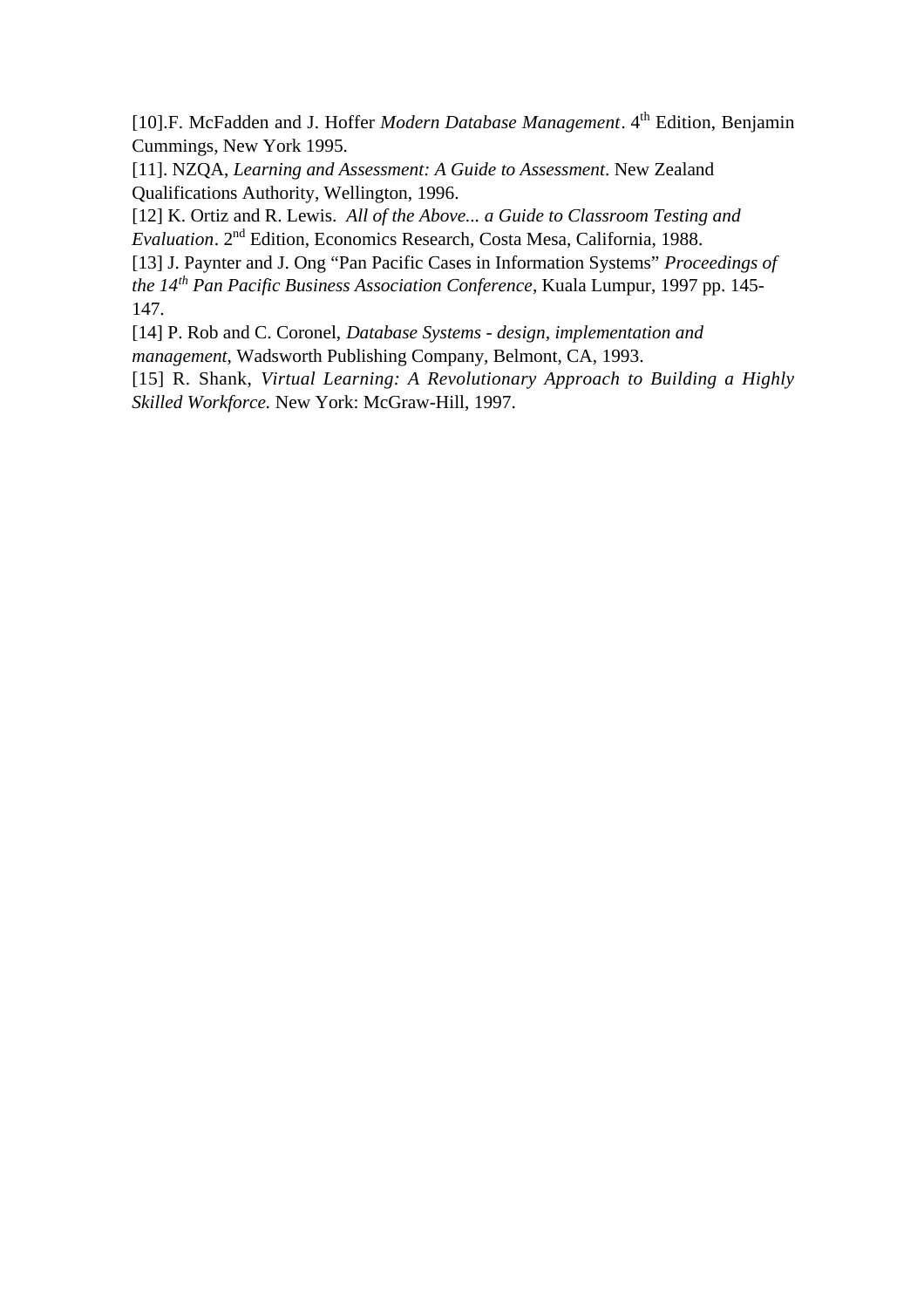[10].F. McFadden and J. Hoffer *Modern Database Management*. 4th Edition, Benjamin Cummings, New York 1995.

[11]. NZQA, *Learning and Assessment: A Guide to Assessment*. New Zealand Qualifications Authority, Wellington, 1996.

[12] K. Ortiz and R. Lewis. *All of the Above... a Guide to Classroom Testing and Evaluation*. 2nd Edition, Economics Research, Costa Mesa, California, 1988.

[13] J. Paynter and J. Ong "Pan Pacific Cases in Information Systems" *Proceedings of the 14th Pan Pacific Business Association Conference*, Kuala Lumpur, 1997 pp. 145-147.

[14] P. Rob and C. Coronel, *Database Systems - design, implementation and management*, Wadsworth Publishing Company, Belmont, CA, 1993.

[15] R. Shank, *Virtual Learning: A Revolutionary Approach to Building a Highly Skilled Workforce.* New York: McGraw-Hill, 1997.